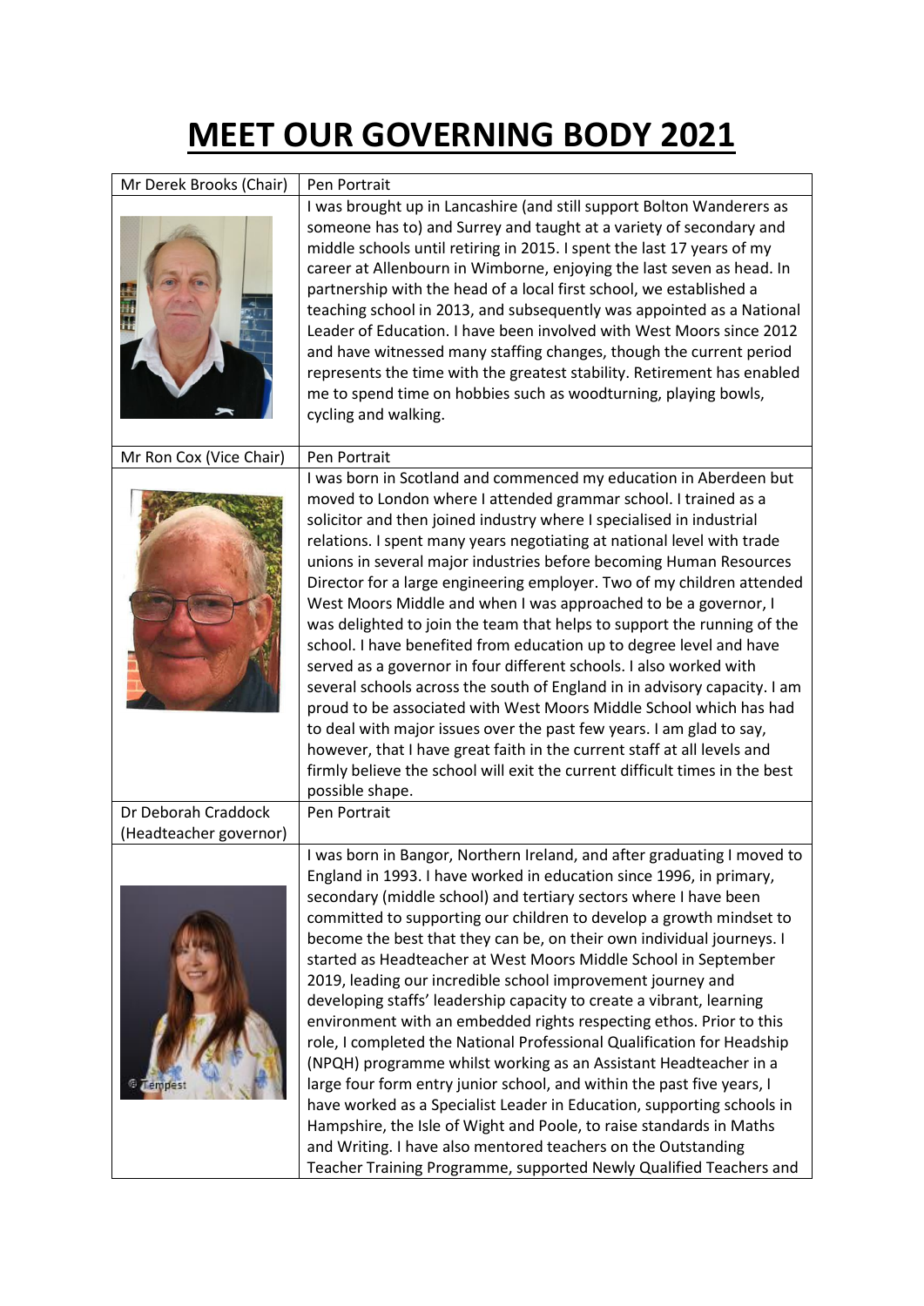# MEET OUR GOVERNING BODY 2021

| Mr Derek Brooks (Chair) | Pen Portrait |
|---|---|
| | I was brought up in Lancashire (and still support Bolton Wanderers as someone has to) and Surrey and taught at a variety of secondary and middle schools until retiring in 2015. I spent the last 17 years of my career at Allenbourn in Wimborne, enjoying the last seven as head. In partnership with the head of a local first school, we established a teaching school in 2013, and subsequently was appointed as a National Leader of Education. I have been involved with West Moors since 2012 and have witnessed many staffing changes, though the current period represents the time with the greatest stability. Retirement has enabled me to spend time on hobbies such as woodturning, playing bowls, cycling and walking. |
| **Mr Ron Cox (Vice Chair)** | **Pen Portrait** |
| | I was born in Scotland and commenced my education in Aberdeen but moved to London where I attended grammar school. I trained as a solicitor and then joined industry where I specialised in industrial relations. I spent many years negotiating at national level with trade unions in several major industries before becoming Human Resources Director for a large engineering employer. Two of my children attended West Moors Middle and when I was approached to be a governor, I was delighted to join the team that helps to support the running of the school. I have benefited from education up to degree level and have served as a governor in four different schools. I also worked with several schools across the south of England in in advisory capacity. I am proud to be associated with West Moors Middle School which has had to deal with major issues over the past few years. I am glad to say, however, that I have great faith in the current staff at all levels and firmly believe the school will exit the current difficult times in the best possible shape. |
| **Dr Deborah Craddock (Headteacher governor)** | **Pen Portrait** |
| | I was born in Bangor, Northern Ireland, and after graduating I moved to England in 1993. I have worked in education since 1996, in primary, secondary (middle school) and tertiary sectors where I have been committed to supporting our children to develop a growth mindset to become the best that they can be, on their own individual journeys. I started as Headteacher at West Moors Middle School in September 2019, leading our incredible school improvement journey and developing staffs' leadership capacity to create a vibrant, learning environment with an embedded rights respecting ethos. Prior to this role, I completed the National Professional Qualification for Headship (NPQH) programme whilst working as an Assistant Headteacher in a large four form entry junior school, and within the past five years, I have worked as a Specialist Leader in Education, supporting schools in Hampshire, the Isle of Wight and Poole, to raise standards in Maths and Writing. I have also mentored teachers on the Outstanding Teacher Training Programme, supported Newly Qualified Teachers and |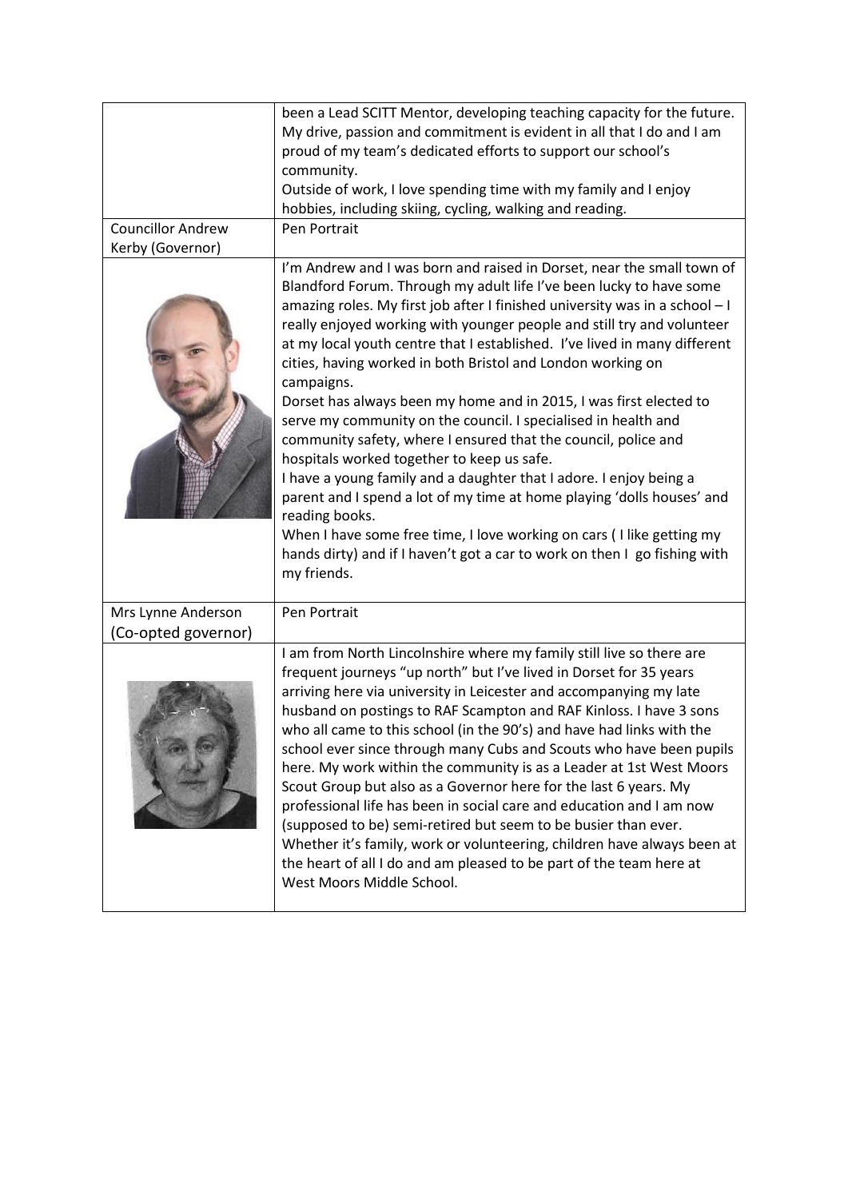| | |
|---|---|
| | been a Lead SCITT Mentor, developing teaching capacity for the future. My drive, passion and commitment is evident in all that I do and I am proud of my team's dedicated efforts to support our school's community.<br>Outside of work, I love spending time with my family and I enjoy hobbies, including skiing, cycling, walking and reading. |
| Councillor Andrew Kerby (Governor) | Pen Portrait |
| | I'm Andrew and I was born and raised in Dorset, near the small town of Blandford Forum. Through my adult life I've been lucky to have some amazing roles. My first job after I finished university was in a school – I really enjoyed working with younger people and still try and volunteer at my local youth centre that I established. I've lived in many different cities, having worked in both Bristol and London working on campaigns.<br>Dorset has always been my home and in 2015, I was first elected to serve my community on the council. I specialised in health and community safety, where I ensured that the council, police and hospitals worked together to keep us safe.<br>I have a young family and a daughter that I adore. I enjoy being a parent and I spend a lot of my time at home playing 'dolls houses' and reading books.<br>When I have some free time, I love working on cars ( I like getting my hands dirty) and if I haven't got a car to work on then I go fishing with my friends. |
| Mrs Lynne Anderson (Co-opted governor) | Pen Portrait |
| | I am from North Lincolnshire where my family still live so there are frequent journeys "up north" but I've lived in Dorset for 35 years arriving here via university in Leicester and accompanying my late husband on postings to RAF Scampton and RAF Kinloss. I have 3 sons who all came to this school (in the 90's) and have had links with the school ever since through many Cubs and Scouts who have been pupils here. My work within the community is as a Leader at 1st West Moors Scout Group but also as a Governor here for the last 6 years. My professional life has been in social care and education and I am now (supposed to be) semi-retired but seem to be busier than ever.<br>Whether it's family, work or volunteering, children have always been at the heart of all I do and am pleased to be part of the team here at West Moors Middle School. |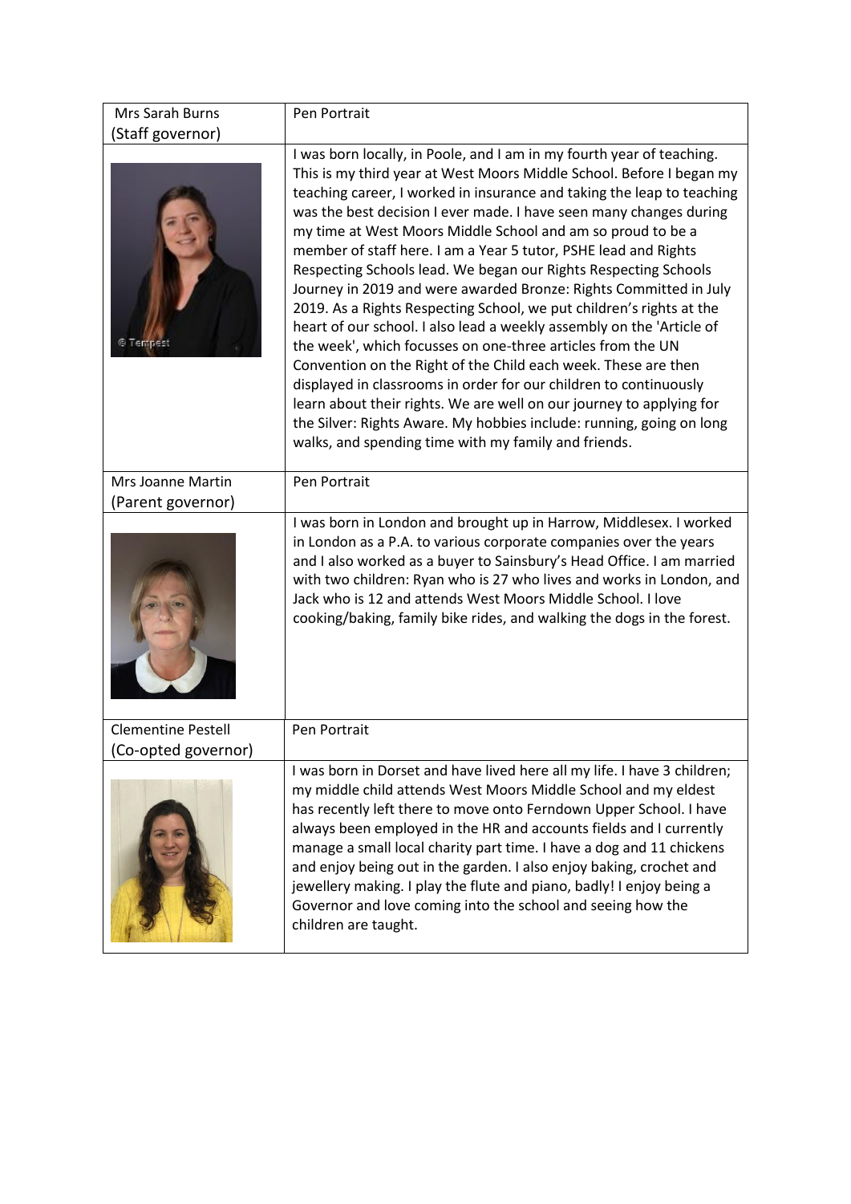| Mrs Sarah Burns (Staff governor) | Pen Portrait |
| --- | --- |
| | I was born locally, in Poole, and I am in my fourth year of teaching. This is my third year at West Moors Middle School. Before I began my teaching career, I worked in insurance and taking the leap to teaching was the best decision I ever made. I have seen many changes during my time at West Moors Middle School and am so proud to be a member of staff here. I am a Year 5 tutor, PSHE lead and Rights Respecting Schools lead. We began our Rights Respecting Schools Journey in 2019 and were awarded Bronze: Rights Committed in July 2019. As a Rights Respecting School, we put children's rights at the heart of our school. I also lead a weekly assembly on the 'Article of the week', which focusses on one-three articles from the UN Convention on the Right of the Child each week. These are then displayed in classrooms in order for our children to continuously learn about their rights. We are well on our journey to applying for the Silver: Rights Aware. My hobbies include: running, going on long walks, and spending time with my family and friends. |
| Mrs Joanne Martin (Parent governor) | Pen Portrait |
| | I was born in London and brought up in Harrow, Middlesex. I worked in London as a P.A. to various corporate companies over the years and I also worked as a buyer to Sainsbury's Head Office. I am married with two children: Ryan who is 27 who lives and works in London, and Jack who is 12 and attends West Moors Middle School. I love cooking/baking, family bike rides, and walking the dogs in the forest. |
| Clementine Pestell (Co-opted governor) | Pen Portrait |
| | I was born in Dorset and have lived here all my life. I have 3 children; my middle child attends West Moors Middle School and my eldest has recently left there to move onto Ferndown Upper School. I have always been employed in the HR and accounts fields and I currently manage a small local charity part time. I have a dog and 11 chickens and enjoy being out in the garden. I also enjoy baking, crochet and jewellery making. I play the flute and piano, badly! I enjoy being a Governor and love coming into the school and seeing how the children are taught. |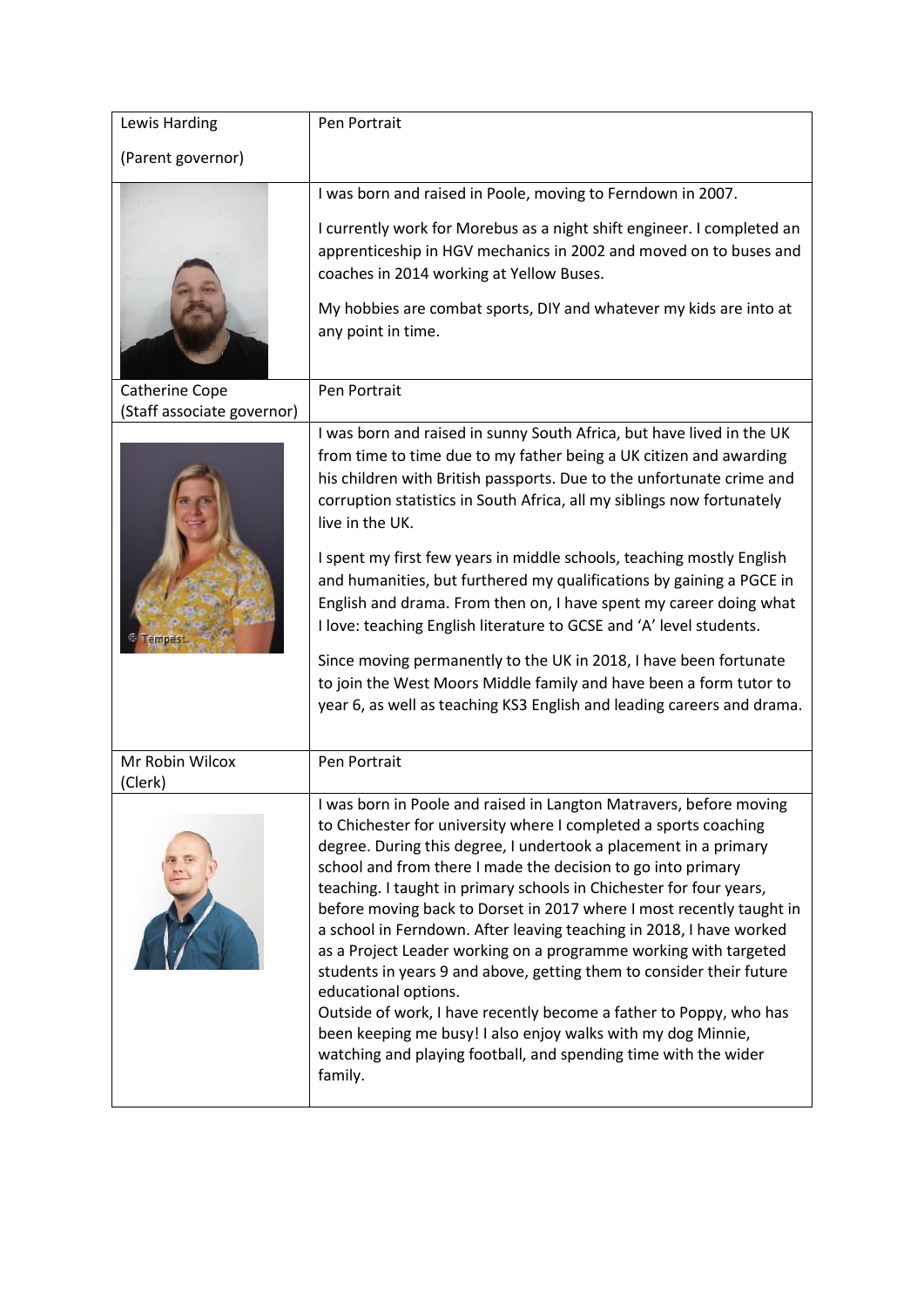| | |
|---|---|
| Lewis Harding<br><br>(Parent governor) | Pen Portrait |
| | I was born and raised in Poole, moving to Ferndown in 2007.<br><br>I currently work for Morebus as a night shift engineer. I completed an apprenticeship in HGV mechanics in 2002 and moved on to buses and coaches in 2014 working at Yellow Buses.<br><br>My hobbies are combat sports, DIY and whatever my kids are into at any point in time. |
| Catherine Cope<br>(Staff associate governor) | Pen Portrait |
| | I was born and raised in sunny South Africa, but have lived in the UK from time to time due to my father being a UK citizen and awarding his children with British passports. Due to the unfortunate crime and corruption statistics in South Africa, all my siblings now fortunately live in the UK.<br><br>I spent my first few years in middle schools, teaching mostly English and humanities, but furthered my qualifications by gaining a PGCE in English and drama. From then on, I have spent my career doing what I love: teaching English literature to GCSE and 'A' level students.<br><br>Since moving permanently to the UK in 2018, I have been fortunate to join the West Moors Middle family and have been a form tutor to year 6, as well as teaching KS3 English and leading careers and drama. |
| Mr Robin Wilcox<br>(Clerk) | Pen Portrait |
| | I was born in Poole and raised in Langton Matravers, before moving to Chichester for university where I completed a sports coaching degree. During this degree, I undertook a placement in a primary school and from there I made the decision to go into primary teaching. I taught in primary schools in Chichester for four years, before moving back to Dorset in 2017 where I most recently taught in a school in Ferndown. After leaving teaching in 2018, I have worked as a Project Leader working on a programme working with targeted students in years 9 and above, getting them to consider their future educational options.<br>Outside of work, I have recently become a father to Poppy, who has been keeping me busy! I also enjoy walks with my dog Minnie, watching and playing football, and spending time with the wider family. |